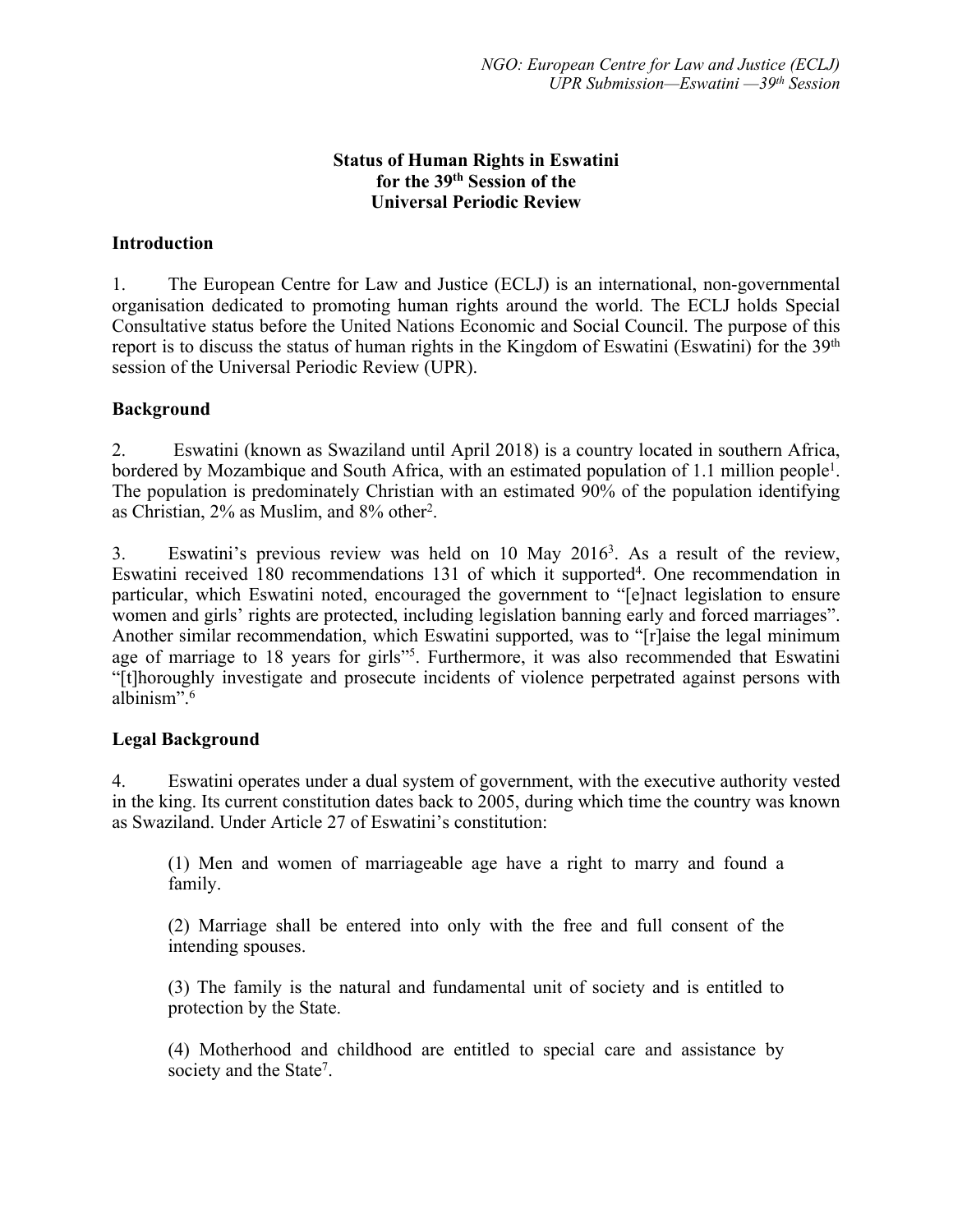# Status of Human Rights in Eswatini for the 39th Session of the Universal Periodic Review

## Introduction

1. The European Centre for Law and Justice (ECLJ) is an international, non-governmental organisation dedicated to promoting human rights around the world. The ECLJ holds Special Consultative status before the United Nations Economic and Social Council. The purpose of this report is to discuss the status of human rights in the Kingdom of Eswatini (Eswatini) for the 39th session of the Universal Periodic Review (UPR).

## Background

2. Eswatini (known as Swaziland until April 2018) is a country located in southern Africa, bordered by Mozambique and South Africa, with an estimated population of 1.1 million people[1]. The population is predominately Christian with an estimated 90% of the population identifying as Christian, 2% as Muslim, and 8% other[2].

3. Eswatini's previous review was held on 10 May 2016[3]. As a result of the review, Eswatini received 180 recommendations 131 of which it supported[4]. One recommendation in particular, which Eswatini noted, encouraged the government to "[e]nact legislation to ensure women and girls' rights are protected, including legislation banning early and forced marriages". Another similar recommendation, which Eswatini supported, was to "[r]aise the legal minimum age of marriage to 18 years for girls"[5]. Furthermore, it was also recommended that Eswatini "[t]horoughly investigate and prosecute incidents of violence perpetrated against persons with albinism".[6]

## Legal Background

4. Eswatini operates under a dual system of government, with the executive authority vested in the king. Its current constitution dates back to 2005, during which time the country was known as Swaziland. Under Article 27 of Eswatini's constitution:

> (1) Men and women of marriageable age have a right to marry and found a family.
>
> (2) Marriage shall be entered into only with the free and full consent of the intending spouses.
>
> (3) The family is the natural and fundamental unit of society and is entitled to protection by the State.
>
> (4) Motherhood and childhood are entitled to special care and assistance by society and the State[7].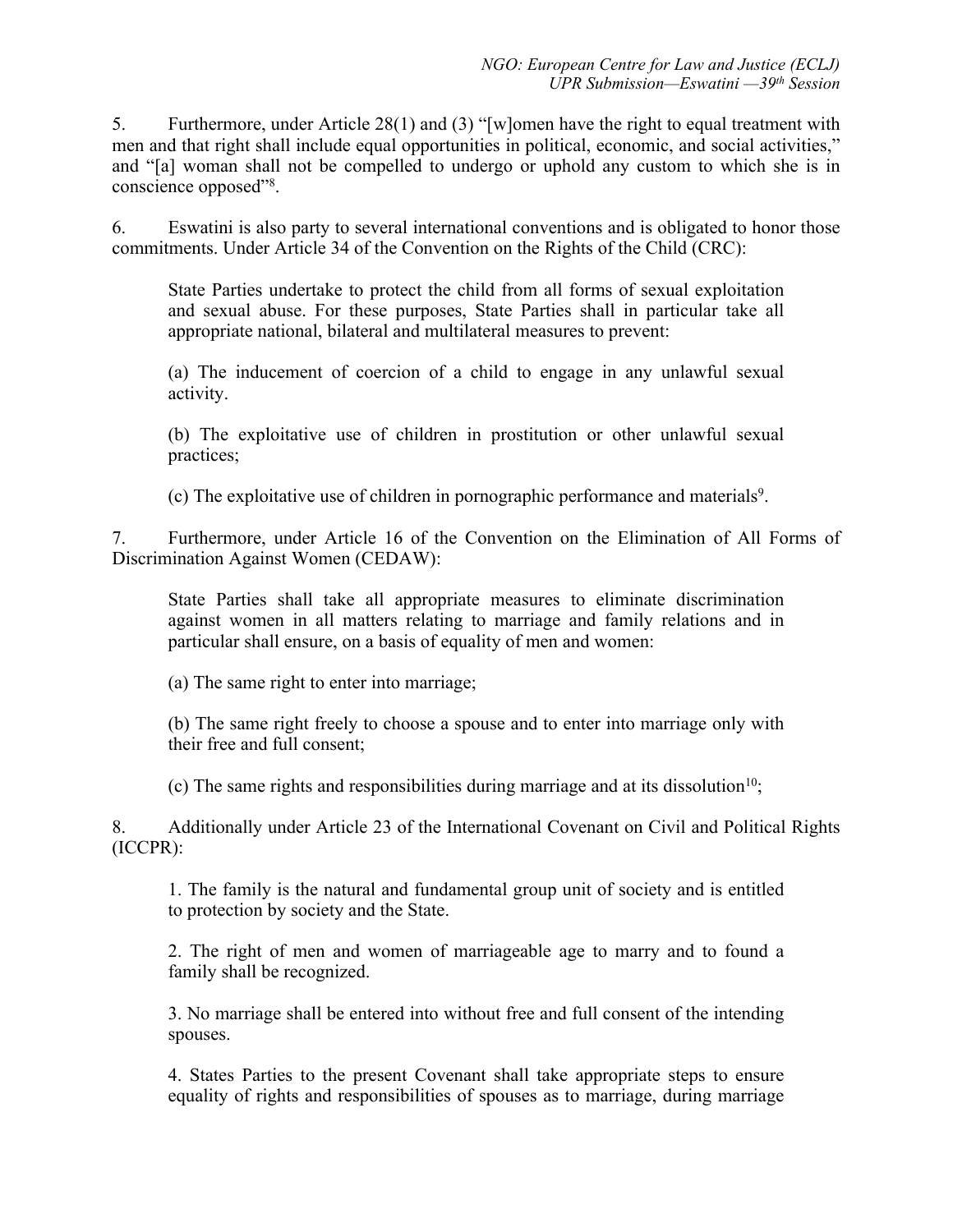5. Furthermore, under Article 28(1) and (3) "[w]omen have the right to equal treatment with men and that right shall include equal opportunities in political, economic, and social activities," and "[a] woman shall not be compelled to undergo or uphold any custom to which she is in conscience opposed"[8].

6. Eswatini is also party to several international conventions and is obligated to honor those commitments. Under Article 34 of the Convention on the Rights of the Child (CRC):

> State Parties undertake to protect the child from all forms of sexual exploitation and sexual abuse. For these purposes, State Parties shall in particular take all appropriate national, bilateral and multilateral measures to prevent:
>
> (a) The inducement of coercion of a child to engage in any unlawful sexual activity.
>
> (b) The exploitative use of children in prostitution or other unlawful sexual practices;
>
> (c) The exploitative use of children in pornographic performance and materials[9].

7. Furthermore, under Article 16 of the Convention on the Elimination of All Forms of Discrimination Against Women (CEDAW):

> State Parties shall take all appropriate measures to eliminate discrimination against women in all matters relating to marriage and family relations and in particular shall ensure, on a basis of equality of men and women:
>
> (a) The same right to enter into marriage;
>
> (b) The same right freely to choose a spouse and to enter into marriage only with their free and full consent;
>
> (c) The same rights and responsibilities during marriage and at its dissolution[10];

8. Additionally under Article 23 of the International Covenant on Civil and Political Rights (ICCPR):

> 1. The family is the natural and fundamental group unit of society and is entitled to protection by society and the State.
>
> 2. The right of men and women of marriageable age to marry and to found a family shall be recognized.
>
> 3. No marriage shall be entered into without free and full consent of the intending spouses.
>
> 4. States Parties to the present Covenant shall take appropriate steps to ensure equality of rights and responsibilities of spouses as to marriage, during marriage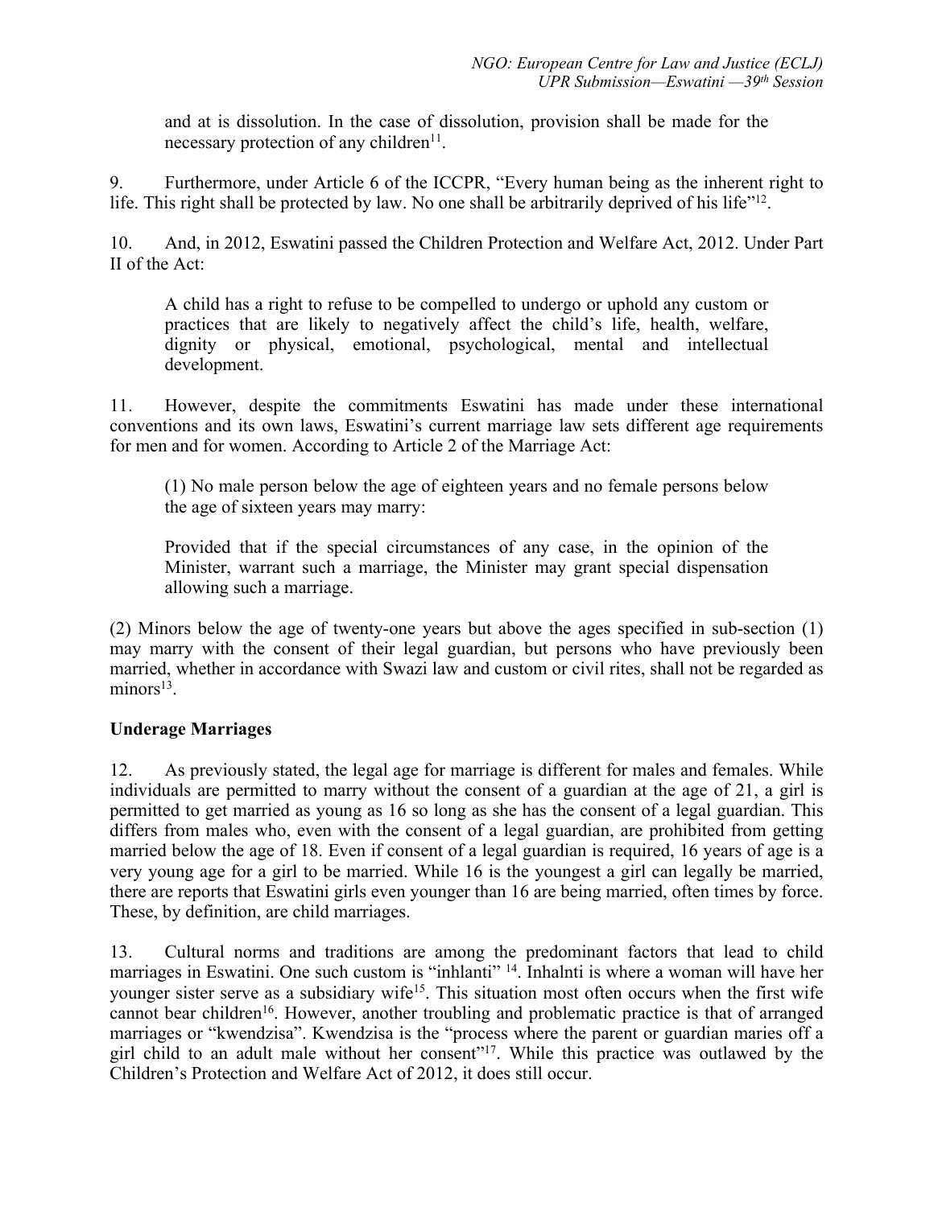and at is dissolution. In the case of dissolution, provision shall be made for the necessary protection of any children[11].

9. Furthermore, under Article 6 of the ICCPR, "Every human being as the inherent right to life. This right shall be protected by law. No one shall be arbitrarily deprived of his life"[12].

10. And, in 2012, Eswatini passed the Children Protection and Welfare Act, 2012. Under Part II of the Act:

> A child has a right to refuse to be compelled to undergo or uphold any custom or practices that are likely to negatively affect the child's life, health, welfare, dignity or physical, emotional, psychological, mental and intellectual development.

11. However, despite the commitments Eswatini has made under these international conventions and its own laws, Eswatini's current marriage law sets different age requirements for men and for women. According to Article 2 of the Marriage Act:

> (1) No male person below the age of eighteen years and no female persons below the age of sixteen years may marry:
>
> Provided that if the special circumstances of any case, in the opinion of the Minister, warrant such a marriage, the Minister may grant special dispensation allowing such a marriage.

(2) Minors below the age of twenty-one years but above the ages specified in sub-section (1) may marry with the consent of their legal guardian, but persons who have previously been married, whether in accordance with Swazi law and custom or civil rites, shall not be regarded as minors[13].

**Underage Marriages**

12. As previously stated, the legal age for marriage is different for males and females. While individuals are permitted to marry without the consent of a guardian at the age of 21, a girl is permitted to get married as young as 16 so long as she has the consent of a legal guardian. This differs from males who, even with the consent of a legal guardian, are prohibited from getting married below the age of 18. Even if consent of a legal guardian is required, 16 years of age is a very young age for a girl to be married. While 16 is the youngest a girl can legally be married, there are reports that Eswatini girls even younger than 16 are being married, often times by force. These, by definition, are child marriages.

13. Cultural norms and traditions are among the predominant factors that lead to child marriages in Eswatini. One such custom is "inhlanti" [14]. Inhalnti is where a woman will have her younger sister serve as a subsidiary wife[15]. This situation most often occurs when the first wife cannot bear children[16]. However, another troubling and problematic practice is that of arranged marriages or "kwendzisa". Kwendzisa is the "process where the parent or guardian maries off a girl child to an adult male without her consent"[17]. While this practice was outlawed by the Children's Protection and Welfare Act of 2012, it does still occur.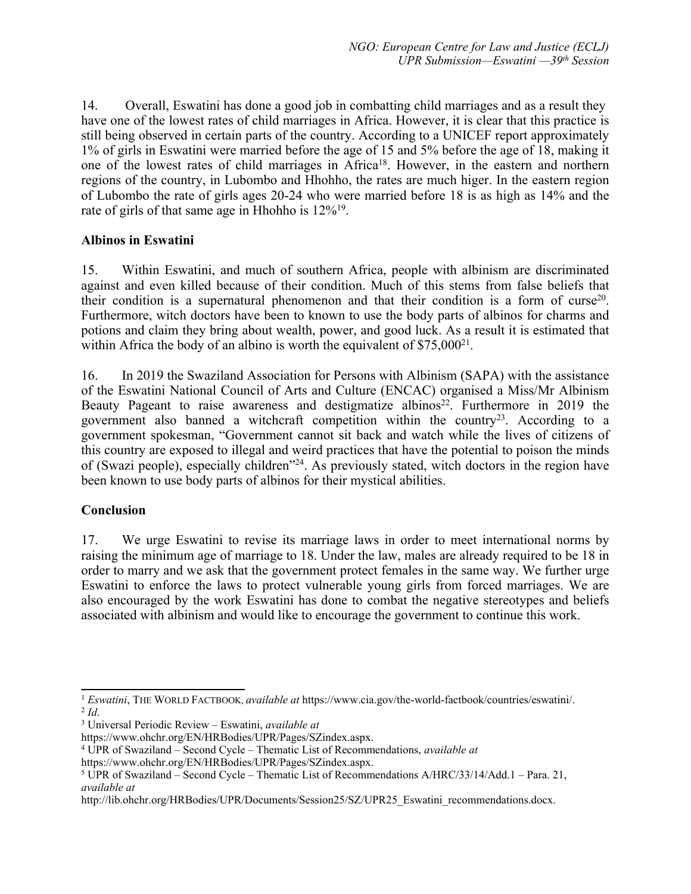14. Overall, Eswatini has done a good job in combatting child marriages and as a result they have one of the lowest rates of child marriages in Africa. However, it is clear that this practice is still being observed in certain parts of the country. According to a UNICEF report approximately 1% of girls in Eswatini were married before the age of 15 and 5% before the age of 18, making it one of the lowest rates of child marriages in Africa[18]. However, in the eastern and northern regions of the country, in Lubombo and Hhohho, the rates are much higer. In the eastern region of Lubombo the rate of girls ages 20-24 who were married before 18 is as high as 14% and the rate of girls of that same age in Hhohho is 12%[19].

## Albinos in Eswatini

15. Within Eswatini, and much of southern Africa, people with albinism are discriminated against and even killed because of their condition. Much of this stems from false beliefs that their condition is a supernatural phenomenon and that their condition is a form of curse[20]. Furthermore, witch doctors have been to known to use the body parts of albinos for charms and potions and claim they bring about wealth, power, and good luck. As a result it is estimated that within Africa the body of an albino is worth the equivalent of $75,000[21].

16. In 2019 the Swaziland Association for Persons with Albinism (SAPA) with the assistance of the Eswatini National Council of Arts and Culture (ENCAC) organised a Miss/Mr Albinism Beauty Pageant to raise awareness and destigmatize albinos[22]. Furthermore in 2019 the government also banned a witchcraft competition within the country[23]. According to a government spokesman, "Government cannot sit back and watch while the lives of citizens of this country are exposed to illegal and weird practices that have the potential to poison the minds of (Swazi people), especially children"[24]. As previously stated, witch doctors in the region have been known to use body parts of albinos for their mystical abilities.

## Conclusion

17. We urge Eswatini to revise its marriage laws in order to meet international norms by raising the minimum age of marriage to 18. Under the law, males are already required to be 18 in order to marry and we ask that the government protect females in the same way. We further urge Eswatini to enforce the laws to protect vulnerable young girls from forced marriages. We are also encouraged by the work Eswatini has done to combat the negative stereotypes and beliefs associated with albinism and would like to encourage the government to continue this work.

---

[1] *Eswatini*, THE WORLD FACTBOOK, *available at* https://www.cia.gov/the-world-factbook/countries/eswatini/.
[2] *Id*.
[3] Universal Periodic Review – Eswatini, *available at* https://www.ohchr.org/EN/HRBodies/UPR/Pages/SZindex.aspx.
[4] UPR of Swaziland – Second Cycle – Thematic List of Recommendations, *available at* https://www.ohchr.org/EN/HRBodies/UPR/Pages/SZindex.aspx.
[5] UPR of Swaziland – Second Cycle – Thematic List of Recommendations A/HRC/33/14/Add.1 – Para. 21, *available at* http://lib.ohchr.org/HRBodies/UPR/Documents/Session25/SZ/UPR25_Eswatini_recommendations.docx.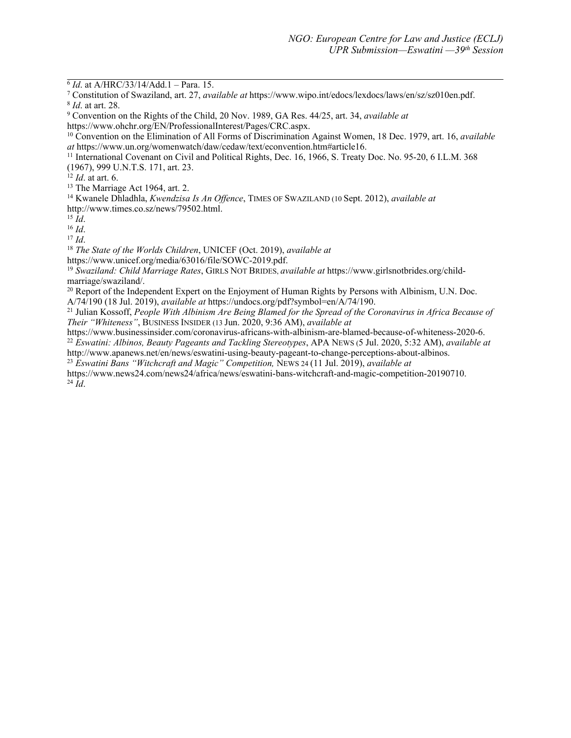[6] *Id*. at A/HRC/33/14/Add.1 – Para. 15.

[7] Constitution of Swaziland, art. 27, *available at* https://www.wipo.int/edocs/lexdocs/laws/en/sz/sz010en.pdf.

[8] *Id*. at art. 28.

[9] Convention on the Rights of the Child, 20 Nov. 1989, GA Res. 44/25, art. 34, *available at* https://www.ohchr.org/EN/ProfessionalInterest/Pages/CRC.aspx.

[10] Convention on the Elimination of All Forms of Discrimination Against Women, 18 Dec. 1979, art. 16, *available at* https://www.un.org/womenwatch/daw/cedaw/text/econvention.htm#article16.

[11] International Covenant on Civil and Political Rights, Dec. 16, 1966, S. Treaty Doc. No. 95-20, 6 I.L.M. 368 (1967), 999 U.N.T.S. 171, art. 23.

[12] *Id*. at art. 6.

[13] The Marriage Act 1964, art. 2.

[14] Kwanele Dhladhla, *Kwendzisa Is An Offence*, TIMES OF SWAZILAND (10 Sept. 2012), *available at* http://www.times.co.sz/news/79502.html.

[15] *Id*.

[16] *Id*.

[17] *Id*.

[18] *The State of the Worlds Children*, UNICEF (Oct. 2019), *available at* https://www.unicef.org/media/63016/file/SOWC-2019.pdf.

[19] *Swaziland: Child Marriage Rates*, GIRLS NOT BRIDES, *available at* https://www.girlsnotbrides.org/child-marriage/swaziland/.

[20] Report of the Independent Expert on the Enjoyment of Human Rights by Persons with Albinism, U.N. Doc. A/74/190 (18 Jul. 2019), *available at* https://undocs.org/pdf?symbol=en/A/74/190.

[21] Julian Kossoff, *People With Albinism Are Being Blamed for the Spread of the Coronavirus in Africa Because of Their "Whiteness"*, BUSINESS INSIDER (13 Jun. 2020, 9:36 AM), *available at* https://www.businessinsider.com/coronavirus-africans-with-albinism-are-blamed-because-of-whiteness-2020-6.

[22] *Eswatini: Albinos, Beauty Pageants and Tackling Stereotypes*, APA NEWS (5 Jul. 2020, 5:32 AM), *available at* http://www.apanews.net/en/news/eswatini-using-beauty-pageant-to-change-perceptions-about-albinos.

[23] *Eswatini Bans "Witchcraft and Magic" Competition,* NEWS 24 (11 Jul. 2019), *available at* https://www.news24.com/news24/africa/news/eswatini-bans-witchcraft-and-magic-competition-20190710.

[24] *Id*.